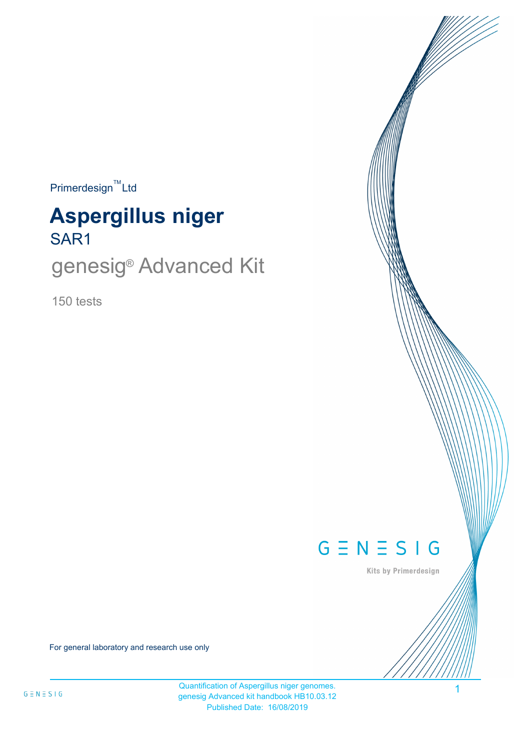Primerdesign™ Ltd

# Aspergillus niger

## SAR1

## genesig® Advanced Kit

150 tests

GENESIG

Kits by Primerdesign

For general laboratory and research use only

Quantification of Aspergillus niger genomes.
genesig Advanced kit handbook HB10.03.12
Published Date: 16/08/2019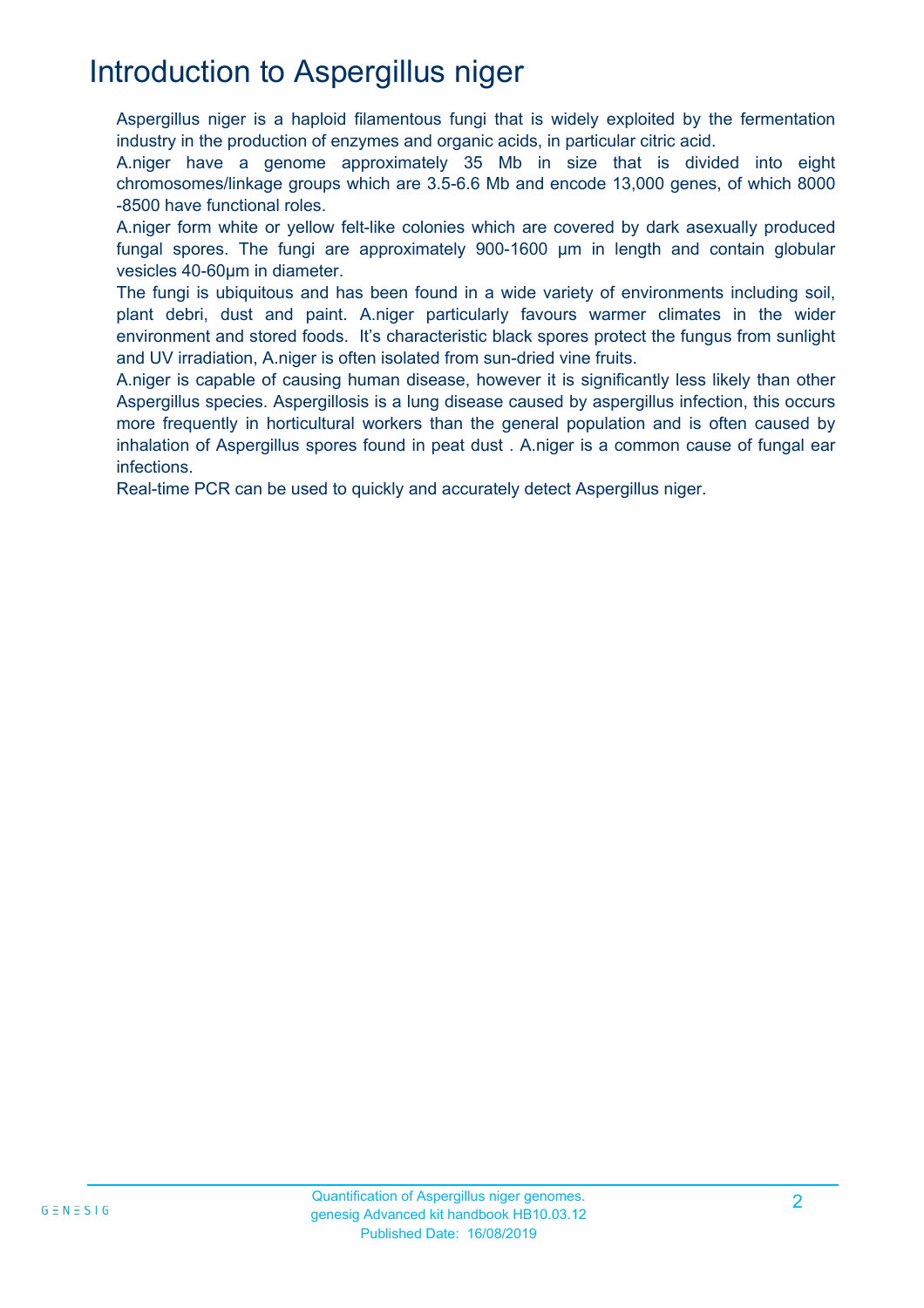# Introduction to Aspergillus niger

Aspergillus niger is a haploid filamentous fungi that is widely exploited by the fermentation industry in the production of enzymes and organic acids, in particular citric acid.

A.niger have a genome approximately 35 Mb in size that is divided into eight chromosomes/linkage groups which are 3.5-6.6 Mb and encode 13,000 genes, of which 8000 -8500 have functional roles.

A.niger form white or yellow felt-like colonies which are covered by dark asexually produced fungal spores. The fungi are approximately 900-1600 µm in length and contain globular vesicles 40-60µm in diameter.

The fungi is ubiquitous and has been found in a wide variety of environments including soil, plant debri, dust and paint. A.niger particularly favours warmer climates in the wider environment and stored foods. It's characteristic black spores protect the fungus from sunlight and UV irradiation, A.niger is often isolated from sun-dried vine fruits.

A.niger is capable of causing human disease, however it is significantly less likely than other Aspergillus species. Aspergillosis is a lung disease caused by aspergillus infection, this occurs more frequently in horticultural workers than the general population and is often caused by inhalation of Aspergillus spores found in peat dust . A.niger is a common cause of fungal ear infections.

Real-time PCR can be used to quickly and accurately detect Aspergillus niger.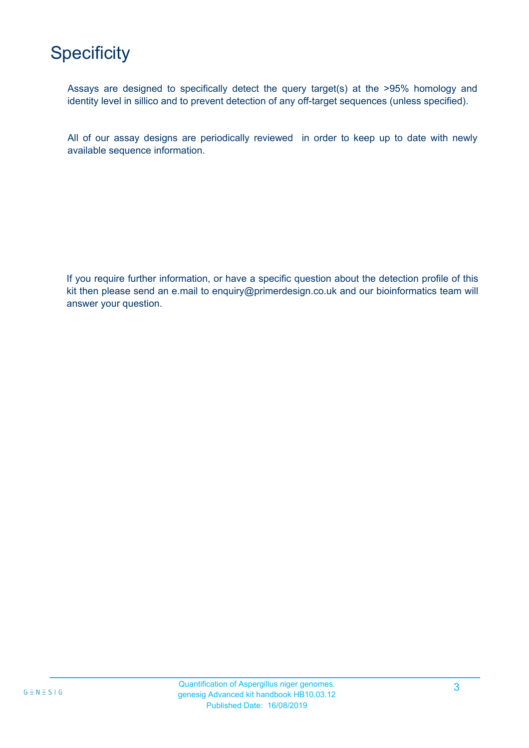# Specificity

Assays are designed to specifically detect the query target(s) at the >95% homology and identity level in sillico and to prevent detection of any off-target sequences (unless specified).

All of our assay designs are periodically reviewed  in order to keep up to date with newly available sequence information.

If you require further information, or have a specific question about the detection profile of this kit then please send an e.mail to enquiry@primerdesign.co.uk and our bioinformatics team will answer your question.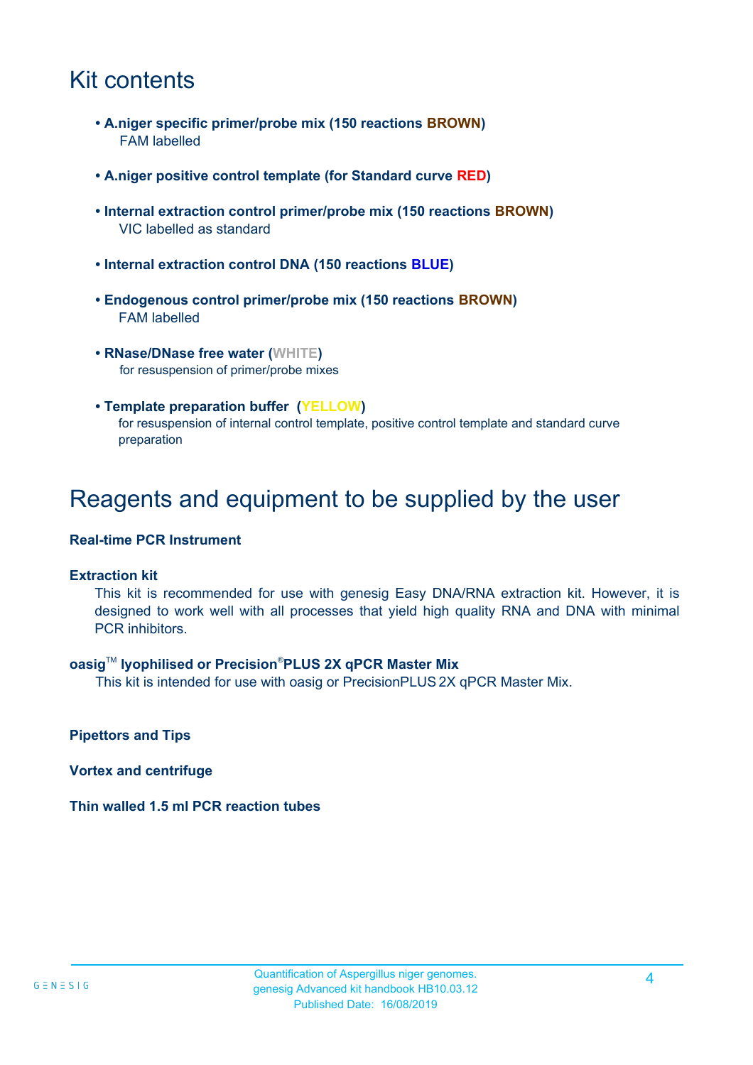# Kit contents

- **A.niger specific primer/probe mix (150 reactions BROWN)**
  FAM labelled

- **A.niger positive control template (for Standard curve RED)**

- **Internal extraction control primer/probe mix (150 reactions BROWN)**
  VIC labelled as standard

- **Internal extraction control DNA (150 reactions BLUE)**

- **Endogenous control primer/probe mix (150 reactions BROWN)**
  FAM labelled

- **RNase/DNase free water (WHITE)**
  for resuspension of primer/probe mixes

- **Template preparation buffer (YELLOW)**
  for resuspension of internal control template, positive control template and standard curve preparation

# Reagents and equipment to be supplied by the user

**Real-time PCR Instrument**

**Extraction kit**

This kit is recommended for use with genesig Easy DNA/RNA extraction kit. However, it is designed to work well with all processes that yield high quality RNA and DNA with minimal PCR inhibitors.

**oasig™ lyophilised or Precision®PLUS 2X qPCR Master Mix**

This kit is intended for use with oasig or PrecisionPLUS 2X qPCR Master Mix.

**Pipettors and Tips**

**Vortex and centrifuge**

**Thin walled 1.5 ml PCR reaction tubes**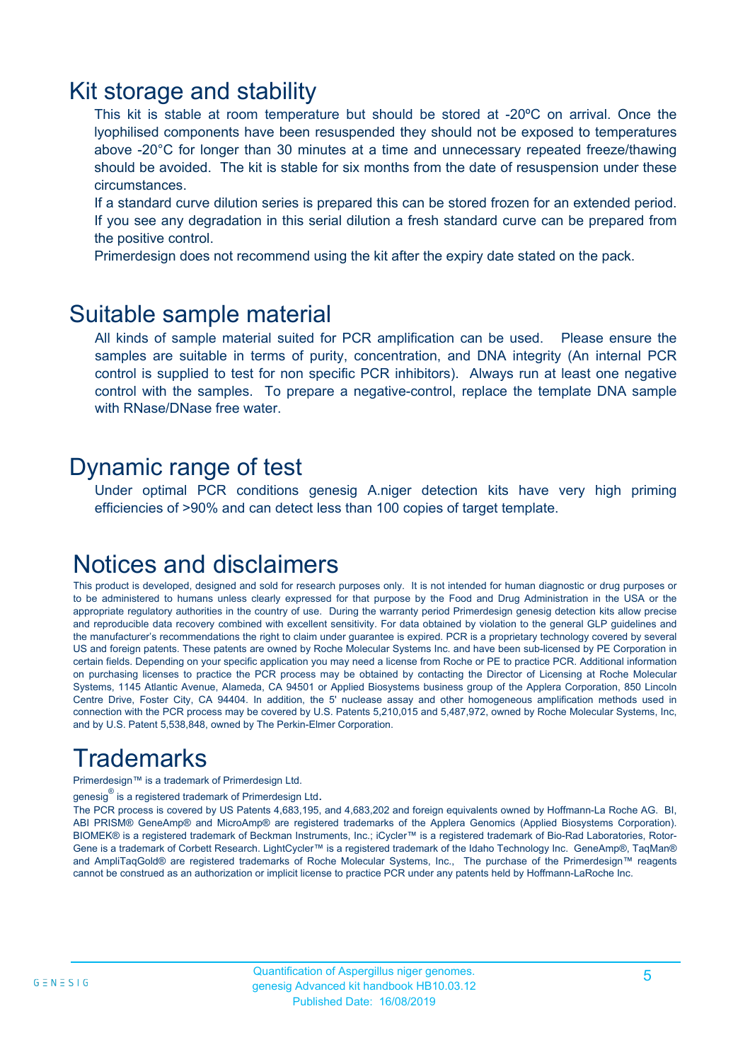## Kit storage and stability

This kit is stable at room temperature but should be stored at -20ºC on arrival. Once the lyophilised components have been resuspended they should not be exposed to temperatures above -20°C for longer than 30 minutes at a time and unnecessary repeated freeze/thawing should be avoided. The kit is stable for six months from the date of resuspension under these circumstances.

If a standard curve dilution series is prepared this can be stored frozen for an extended period. If you see any degradation in this serial dilution a fresh standard curve can be prepared from the positive control.

Primerdesign does not recommend using the kit after the expiry date stated on the pack.

## Suitable sample material

All kinds of sample material suited for PCR amplification can be used. Please ensure the samples are suitable in terms of purity, concentration, and DNA integrity (An internal PCR control is supplied to test for non specific PCR inhibitors). Always run at least one negative control with the samples. To prepare a negative-control, replace the template DNA sample with RNase/DNase free water.

## Dynamic range of test

Under optimal PCR conditions genesig A.niger detection kits have very high priming efficiencies of >90% and can detect less than 100 copies of target template.

# Notices and disclaimers

This product is developed, designed and sold for research purposes only. It is not intended for human diagnostic or drug purposes or to be administered to humans unless clearly expressed for that purpose by the Food and Drug Administration in the USA or the appropriate regulatory authorities in the country of use. During the warranty period Primerdesign genesig detection kits allow precise and reproducible data recovery combined with excellent sensitivity. For data obtained by violation to the general GLP guidelines and the manufacturer's recommendations the right to claim under guarantee is expired. PCR is a proprietary technology covered by several US and foreign patents. These patents are owned by Roche Molecular Systems Inc. and have been sub-licensed by PE Corporation in certain fields. Depending on your specific application you may need a license from Roche or PE to practice PCR. Additional information on purchasing licenses to practice the PCR process may be obtained by contacting the Director of Licensing at Roche Molecular Systems, 1145 Atlantic Avenue, Alameda, CA 94501 or Applied Biosystems business group of the Applera Corporation, 850 Lincoln Centre Drive, Foster City, CA 94404. In addition, the 5' nuclease assay and other homogeneous amplification methods used in connection with the PCR process may be covered by U.S. Patents 5,210,015 and 5,487,972, owned by Roche Molecular Systems, Inc, and by U.S. Patent 5,538,848, owned by The Perkin-Elmer Corporation.

# Trademarks

Primerdesign™ is a trademark of Primerdesign Ltd.

genesig® is a registered trademark of Primerdesign Ltd.

The PCR process is covered by US Patents 4,683,195, and 4,683,202 and foreign equivalents owned by Hoffmann-La Roche AG. BI, ABI PRISM® GeneAmp® and MicroAmp® are registered trademarks of the Applera Genomics (Applied Biosystems Corporation). BIOMEK® is a registered trademark of Beckman Instruments, Inc.; iCycler™ is a registered trademark of Bio-Rad Laboratories, Rotor-Gene is a trademark of Corbett Research. LightCycler™ is a registered trademark of the Idaho Technology Inc. GeneAmp®, TaqMan® and AmpliTaqGold® are registered trademarks of Roche Molecular Systems, Inc., The purchase of the Primerdesign™ reagents cannot be construed as an authorization or implicit license to practice PCR under any patents held by Hoffmann-LaRoche Inc.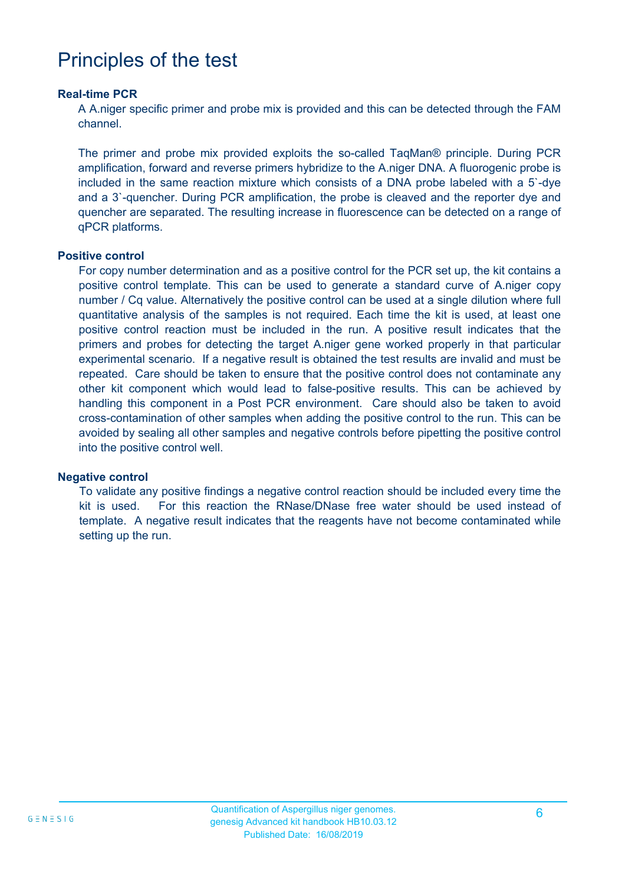# Principles of the test

### Real-time PCR

A A.niger specific primer and probe mix is provided and this can be detected through the FAM channel.

The primer and probe mix provided exploits the so-called TaqMan® principle. During PCR amplification, forward and reverse primers hybridize to the A.niger DNA. A fluorogenic probe is included in the same reaction mixture which consists of a DNA probe labeled with a 5`-dye and a 3`-quencher. During PCR amplification, the probe is cleaved and the reporter dye and quencher are separated. The resulting increase in fluorescence can be detected on a range of qPCR platforms.

### Positive control

For copy number determination and as a positive control for the PCR set up, the kit contains a positive control template. This can be used to generate a standard curve of A.niger copy number / Cq value. Alternatively the positive control can be used at a single dilution where full quantitative analysis of the samples is not required. Each time the kit is used, at least one positive control reaction must be included in the run. A positive result indicates that the primers and probes for detecting the target A.niger gene worked properly in that particular experimental scenario. If a negative result is obtained the test results are invalid and must be repeated. Care should be taken to ensure that the positive control does not contaminate any other kit component which would lead to false-positive results. This can be achieved by handling this component in a Post PCR environment. Care should also be taken to avoid cross-contamination of other samples when adding the positive control to the run. This can be avoided by sealing all other samples and negative controls before pipetting the positive control into the positive control well.

### Negative control

To validate any positive findings a negative control reaction should be included every time the kit is used. For this reaction the RNase/DNase free water should be used instead of template. A negative result indicates that the reagents have not become contaminated while setting up the run.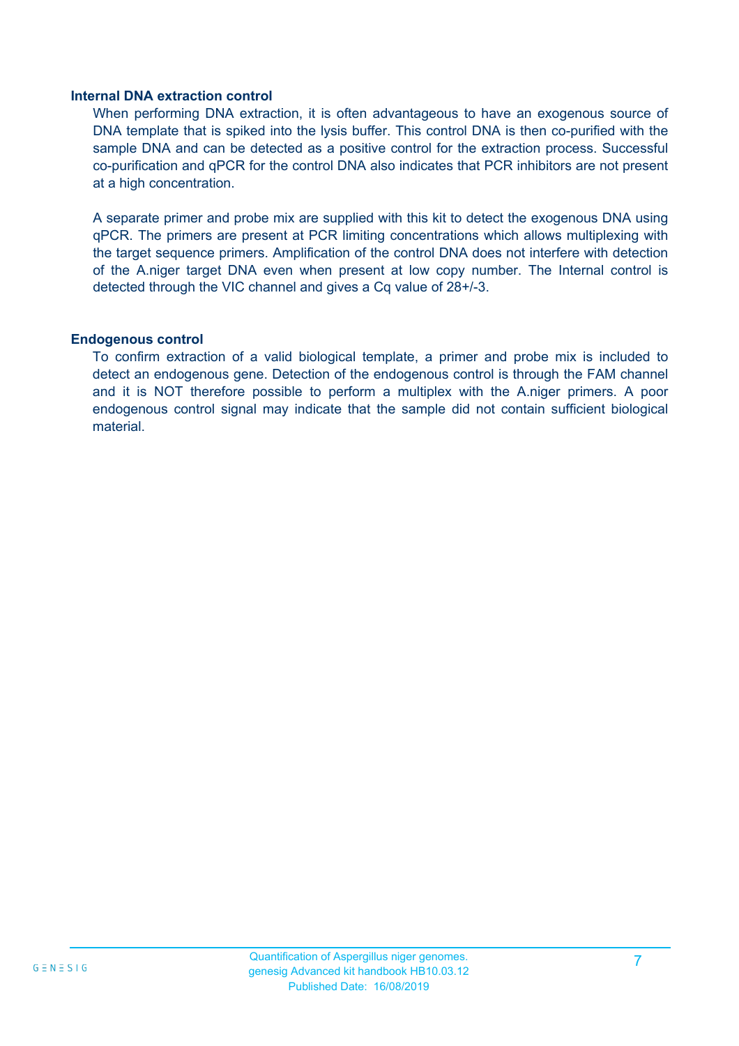### Internal DNA extraction control

When performing DNA extraction, it is often advantageous to have an exogenous source of DNA template that is spiked into the lysis buffer. This control DNA is then co-purified with the sample DNA and can be detected as a positive control for the extraction process. Successful co-purification and qPCR for the control DNA also indicates that PCR inhibitors are not present at a high concentration.

A separate primer and probe mix are supplied with this kit to detect the exogenous DNA using qPCR. The primers are present at PCR limiting concentrations which allows multiplexing with the target sequence primers. Amplification of the control DNA does not interfere with detection of the A.niger target DNA even when present at low copy number. The Internal control is detected through the VIC channel and gives a Cq value of 28+/-3.

### Endogenous control

To confirm extraction of a valid biological template, a primer and probe mix is included to detect an endogenous gene. Detection of the endogenous control is through the FAM channel and it is NOT therefore possible to perform a multiplex with the A.niger primers. A poor endogenous control signal may indicate that the sample did not contain sufficient biological material.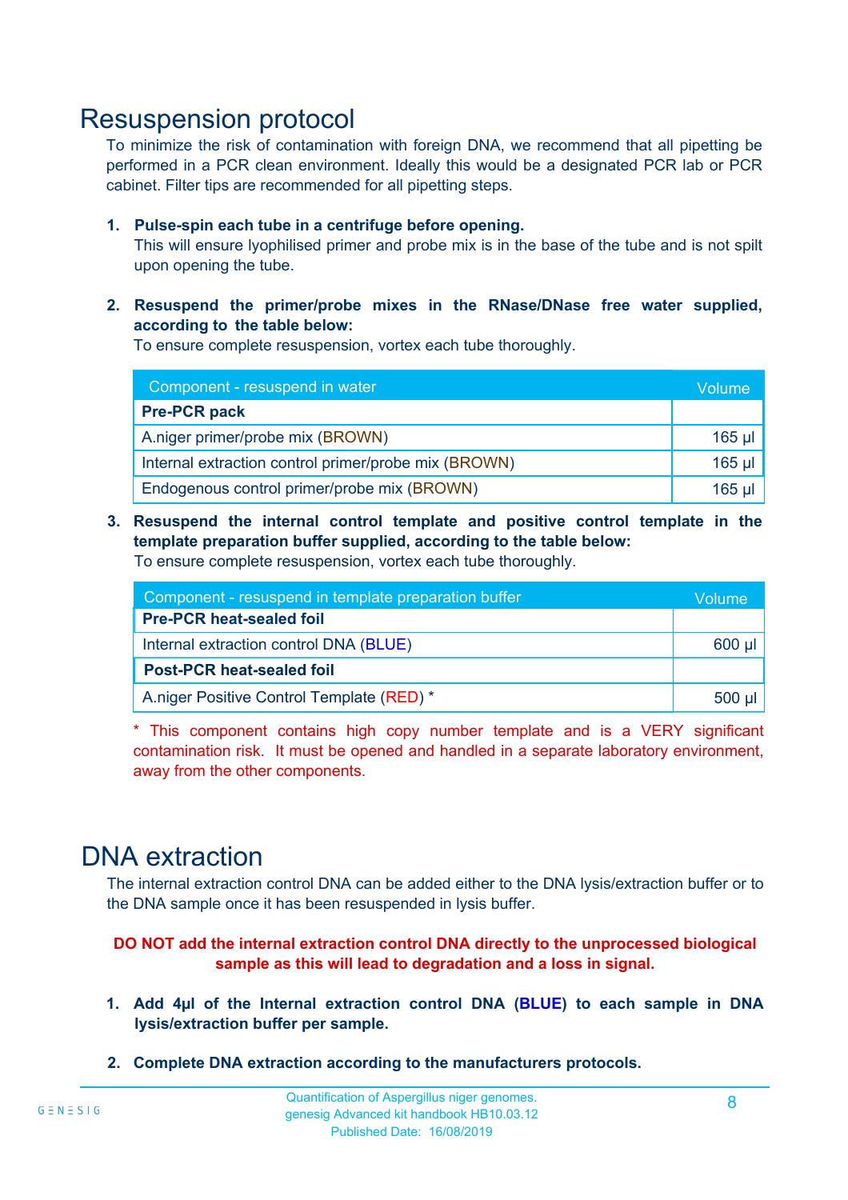# Resuspension protocol

To minimize the risk of contamination with foreign DNA, we recommend that all pipetting be performed in a PCR clean environment. Ideally this would be a designated PCR lab or PCR cabinet. Filter tips are recommended for all pipetting steps.

1. **Pulse-spin each tube in a centrifuge before opening.**
   This will ensure lyophilised primer and probe mix is in the base of the tube and is not spilt upon opening the tube.

2. **Resuspend the primer/probe mixes in the RNase/DNase free water supplied, according to the table below:**
   To ensure complete resuspension, vortex each tube thoroughly.

| Component - resuspend in water | Volume |
|---|---|
| **Pre-PCR pack** | |
| A.niger primer/probe mix (BROWN) | 165 µl |
| Internal extraction control primer/probe mix (BROWN) | 165 µl |
| Endogenous control primer/probe mix (BROWN) | 165 µl |

3. **Resuspend the internal control template and positive control template in the template preparation buffer supplied, according to the table below:**
   To ensure complete resuspension, vortex each tube thoroughly.

| Component - resuspend in template preparation buffer | Volume |
|---|---|
| **Pre-PCR heat-sealed foil** | |
| Internal extraction control DNA (BLUE) | 600 µl |
| **Post-PCR heat-sealed foil** | |
| A.niger Positive Control Template (RED) * | 500 µl |

\* This component contains high copy number template and is a VERY significant contamination risk. It must be opened and handled in a separate laboratory environment, away from the other components.

# DNA extraction

The internal extraction control DNA can be added either to the DNA lysis/extraction buffer or to the DNA sample once it has been resuspended in lysis buffer.

**DO NOT add the internal extraction control DNA directly to the unprocessed biological sample as this will lead to degradation and a loss in signal.**

1. **Add 4µl of the Internal extraction control DNA (BLUE) to each sample in DNA lysis/extraction buffer per sample.**

2. **Complete DNA extraction according to the manufacturers protocols.**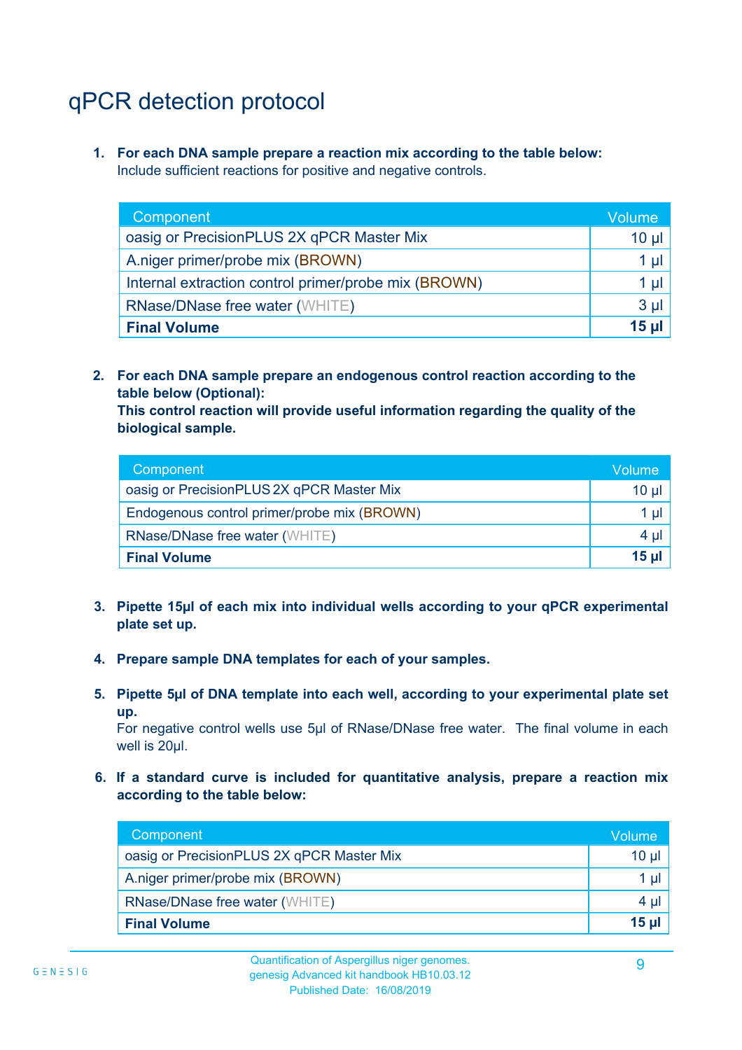# qPCR detection protocol

1. **For each DNA sample prepare a reaction mix according to the table below:**
   Include sufficient reactions for positive and negative controls.

| Component | Volume |
|---|---|
| oasig or PrecisionPLUS 2X qPCR Master Mix | 10 µl |
| A.niger primer/probe mix (BROWN) | 1 µl |
| Internal extraction control primer/probe mix (BROWN) | 1 µl |
| RNase/DNase free water (WHITE) | 3 µl |
| **Final Volume** | **15 µl** |

2. **For each DNA sample prepare an endogenous control reaction according to the table below (Optional):**
   **This control reaction will provide useful information regarding the quality of the biological sample.**

| Component | Volume |
|---|---|
| oasig or PrecisionPLUS 2X qPCR Master Mix | 10 µl |
| Endogenous control primer/probe mix (BROWN) | 1 µl |
| RNase/DNase free water (WHITE) | 4 µl |
| **Final Volume** | **15 µl** |

3. **Pipette 15µl of each mix into individual wells according to your qPCR experimental plate set up.**

4. **Prepare sample DNA templates for each of your samples.**

5. **Pipette 5µl of DNA template into each well, according to your experimental plate set up.**
   For negative control wells use 5µl of RNase/DNase free water. The final volume in each well is 20µl.

6. **If a standard curve is included for quantitative analysis, prepare a reaction mix according to the table below:**

| Component | Volume |
|---|---|
| oasig or PrecisionPLUS 2X qPCR Master Mix | 10 µl |
| A.niger primer/probe mix (BROWN) | 1 µl |
| RNase/DNase free water (WHITE) | 4 µl |
| **Final Volume** | **15 µl** |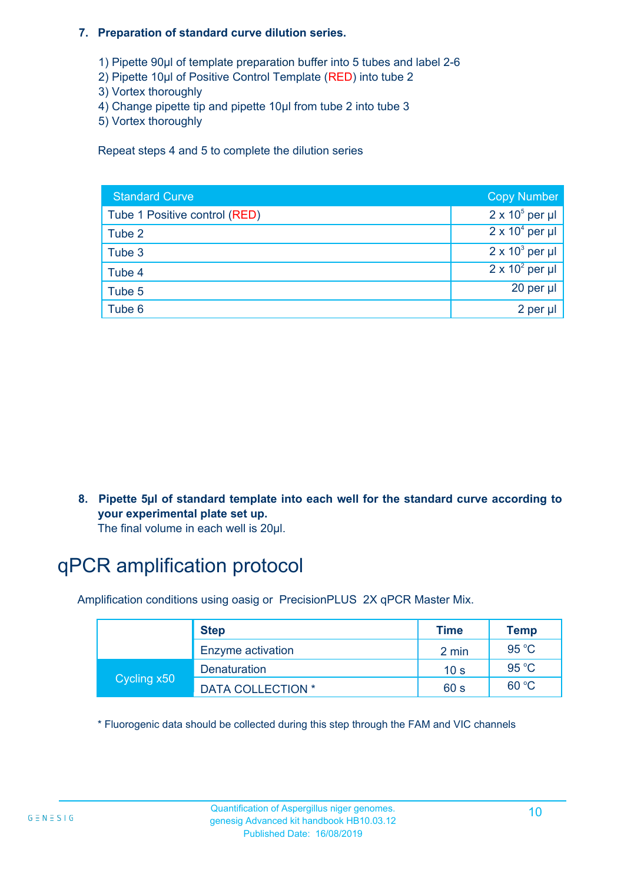7. **Preparation of standard curve dilution series.**

   1) Pipette 90µl of template preparation buffer into 5 tubes and label 2-6
   2) Pipette 10µl of Positive Control Template (RED) into tube 2
   3) Vortex thoroughly
   4) Change pipette tip and pipette 10µl from tube 2 into tube 3
   5) Vortex thoroughly

   Repeat steps 4 and 5 to complete the dilution series

| Standard Curve | Copy Number |
|---|---|
| Tube 1 Positive control (RED) | $2 \times 10^5$ per µl |
| Tube 2 | $2 \times 10^4$ per µl |
| Tube 3 | $2 \times 10^3$ per µl |
| Tube 4 | $2 \times 10^2$ per µl |
| Tube 5 | 20 per µl |
| Tube 6 | 2 per µl |

8. **Pipette 5µl of standard template into each well for the standard curve according to your experimental plate set up.**
   The final volume in each well is 20µl.

# qPCR amplification protocol

Amplification conditions using oasig or PrecisionPLUS 2X qPCR Master Mix.

| | Step | Time | Temp |
|---|---|---|---|
| | Enzyme activation | 2 min | 95 °C |
| Cycling x50 | Denaturation | 10 s | 95 °C |
| | DATA COLLECTION * | 60 s | 60 °C |

\* Fluorogenic data should be collected during this step through the FAM and VIC channels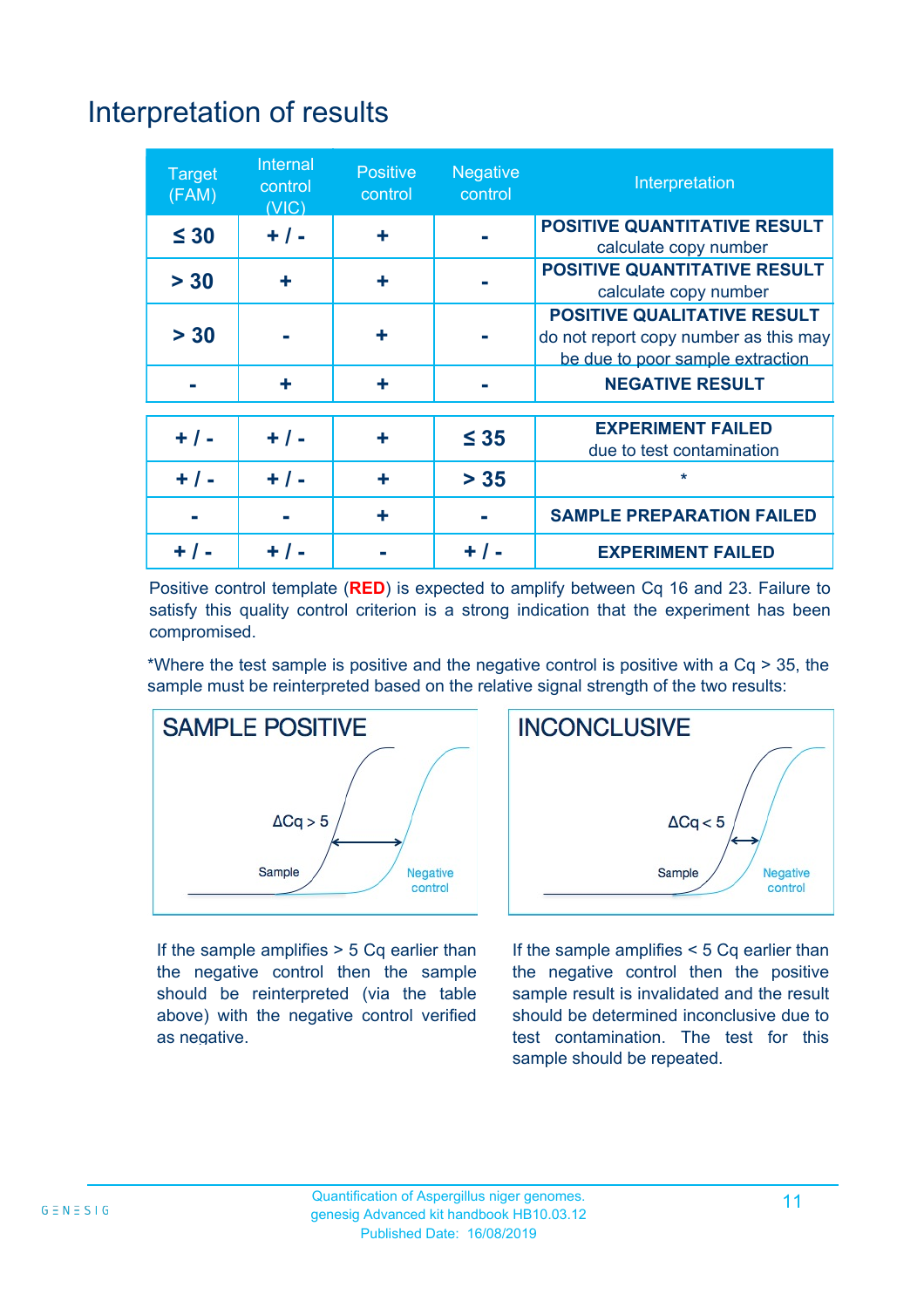# Interpretation of results

| Target (FAM) | Internal control (VIC) | Positive control | Negative control | Interpretation |
|---|---|---|---|---|
| ≤ 30 | + / - | + | - | **POSITIVE QUANTITATIVE RESULT** calculate copy number |
| > 30 | + | + | - | **POSITIVE QUANTITATIVE RESULT** calculate copy number |
| > 30 | - | + | - | **POSITIVE QUALITATIVE RESULT** do not report copy number as this may be due to poor sample extraction |
| - | + | + | - | **NEGATIVE RESULT** |
| + / - | + / - | + | ≤ 35 | **EXPERIMENT FAILED** due to test contamination |
| + / - | + / - | + | > 35 | * |
| - | - | + | - | **SAMPLE PREPARATION FAILED** |
| + / - | + / - | - | + / - | **EXPERIMENT FAILED** |

Positive control template (**RED**) is expected to amplify between Cq 16 and 23. Failure to satisfy this quality control criterion is a strong indication that the experiment has been compromised.

*Where the test sample is positive and the negative control is positive with a Cq > 35, the sample must be reinterpreted based on the relative signal strength of the two results:

**SAMPLE POSITIVE**

ΔCq > 5

Sample

Negative control

If the sample amplifies > 5 Cq earlier than the negative control then the sample should be reinterpreted (via the table above) with the negative control verified as negative.

**INCONCLUSIVE**

ΔCq < 5

Sample

Negative control

If the sample amplifies < 5 Cq earlier than the negative control then the positive sample result is invalidated and the result should be determined inconclusive due to test contamination. The test for this sample should be repeated.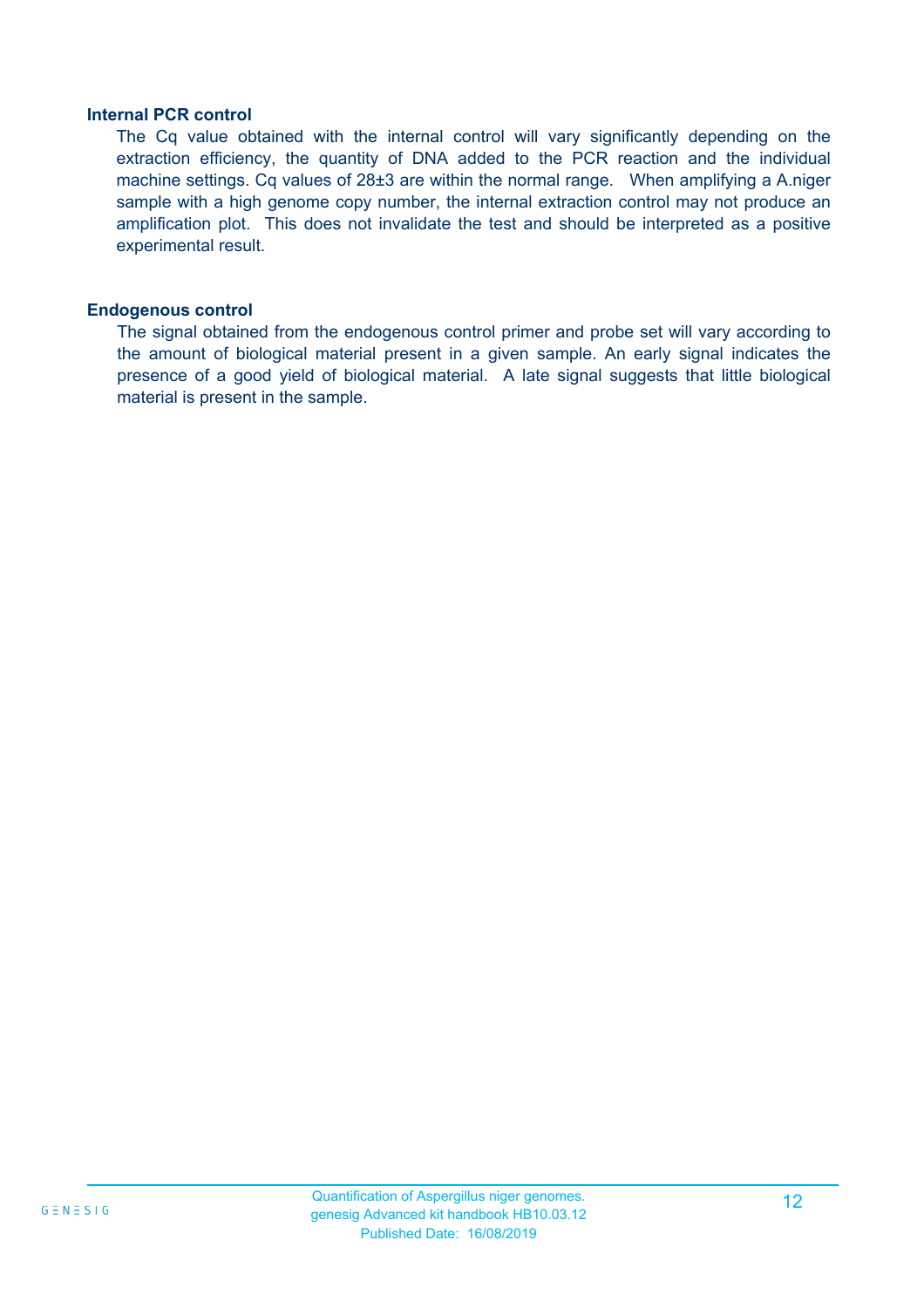### Internal PCR control

The Cq value obtained with the internal control will vary significantly depending on the extraction efficiency, the quantity of DNA added to the PCR reaction and the individual machine settings. Cq values of 28±3 are within the normal range. When amplifying a A.niger sample with a high genome copy number, the internal extraction control may not produce an amplification plot. This does not invalidate the test and should be interpreted as a positive experimental result.

### Endogenous control

The signal obtained from the endogenous control primer and probe set will vary according to the amount of biological material present in a given sample. An early signal indicates the presence of a good yield of biological material. A late signal suggests that little biological material is present in the sample.